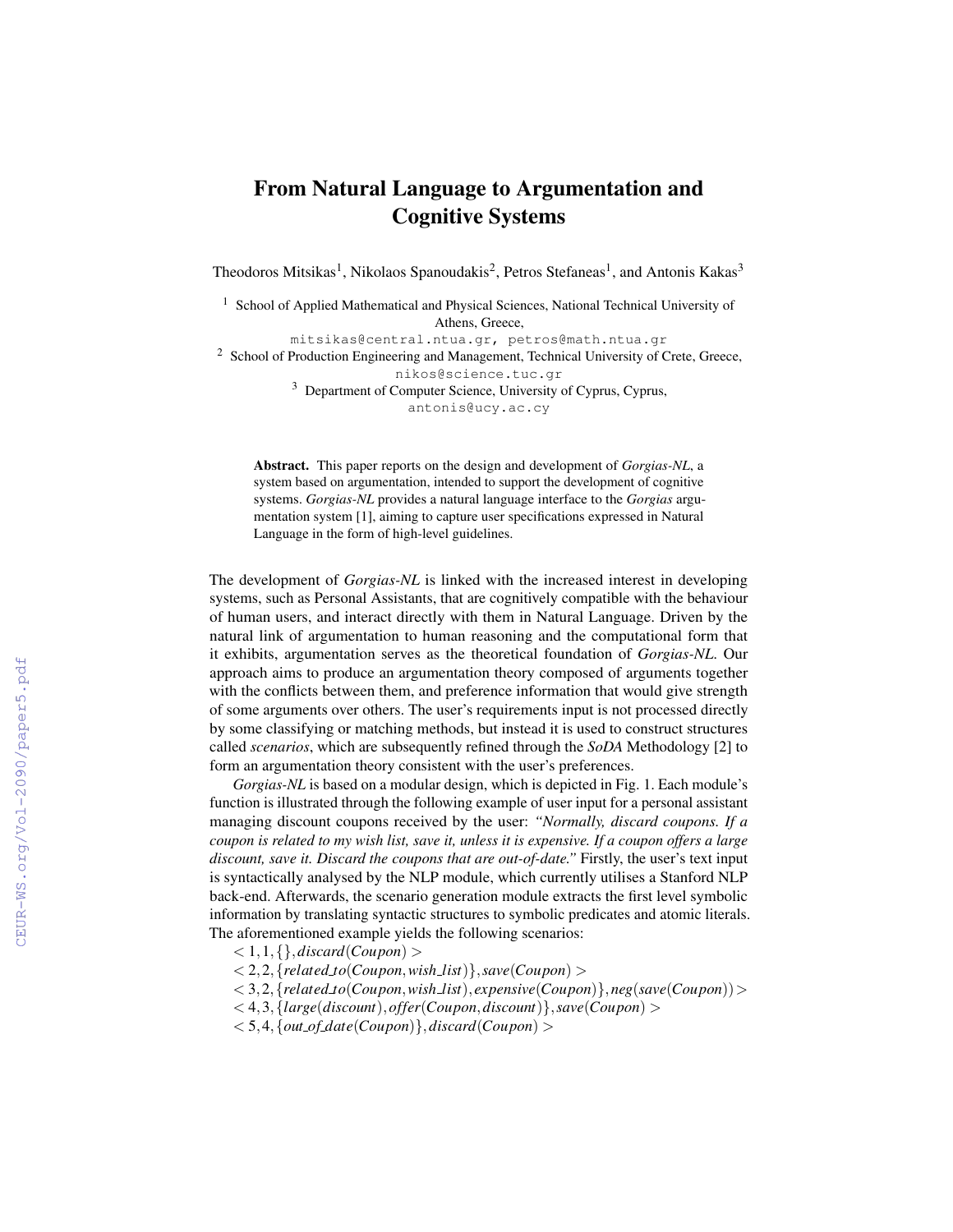# From Natural Language to Argumentation and Cognitive Systems

Theodoros Mitsikas[1], Nikolaos Spanoudakis[2], Petros Stefaneas[1], and Antonis Kakas[3]

[1] School of Applied Mathematical and Physical Sciences, National Technical University of Athens, Greece,
mitsikas@central.ntua.gr, petros@math.ntua.gr

[2] School of Production Engineering and Management, Technical University of Crete, Greece,
nikos@science.tuc.gr

[3] Department of Computer Science, University of Cyprus, Cyprus,
antonis@ucy.ac.cy

**Abstract.** This paper reports on the design and development of *Gorgias-NL*, a system based on argumentation, intended to support the development of cognitive systems. *Gorgias-NL* provides a natural language interface to the *Gorgias* argumentation system [1], aiming to capture user specifications expressed in Natural Language in the form of high-level guidelines.

The development of *Gorgias-NL* is linked with the increased interest in developing systems, such as Personal Assistants, that are cognitively compatible with the behaviour of human users, and interact directly with them in Natural Language. Driven by the natural link of argumentation to human reasoning and the computational form that it exhibits, argumentation serves as the theoretical foundation of *Gorgias-NL*. Our approach aims to produce an argumentation theory composed of arguments together with the conflicts between them, and preference information that would give strength of some arguments over others. The user's requirements input is not processed directly by some classifying or matching methods, but instead it is used to construct structures called *scenarios*, which are subsequently refined through the *SoDA* Methodology [2] to form an argumentation theory consistent with the user's preferences.

*Gorgias-NL* is based on a modular design, which is depicted in Fig. 1. Each module's function is illustrated through the following example of user input for a personal assistant managing discount coupons received by the user: *"Normally, discard coupons. If a coupon is related to my wish list, save it, unless it is expensive. If a coupon offers a large discount, save it. Discard the coupons that are out-of-date."* Firstly, the user's text input is syntactically analysed by the NLP module, which currently utilises a Stanford NLP back-end. Afterwards, the scenario generation module extracts the first level symbolic information by translating syntactic structures to symbolic predicates and atomic literals. The aforementioned example yields the following scenarios:

$< 1, 1, \{\}, discard(Coupon) >$

$< 2, 2, \{related\_to(Coupon, wish\_list)\}, save(Coupon) >$

$< 3, 2, \{related\_to(Coupon, wish\_list), expensive(Coupon)\}, neg(save(Coupon)) >$

$< 4, 3, \{large(discount), offer(Coupon, discount)\}, save(Coupon) >$

$< 5, 4, \{out\_of\_date(Coupon)\}, discard(Coupon) >$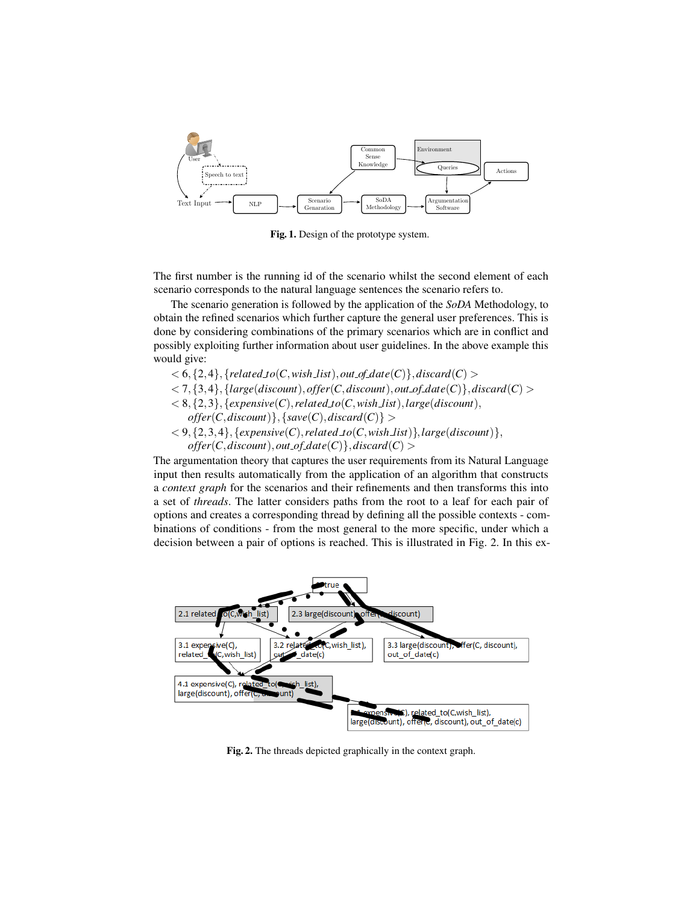Fig. 1. Design of the prototype system.

The first number is the running id of the scenario whilst the second element of each scenario corresponds to the natural language sentences the scenario refers to.

The scenario generation is followed by the application of the *SoDA* Methodology, to obtain the refined scenarios which further capture the general user preferences. This is done by considering combinations of the primary scenarios which are in conflict and possibly exploiting further information about user guidelines. In the above example this would give:

$< 6, \{2,4\}, \{related\_to(C, wish\_list), out\_of\_date(C)\}, discard(C) >$

$< 7, \{3,4\}, \{large(discount), offer(C, discount), out\_of\_date(C)\}, discard(C) >$

$< 8, \{2,3\}, \{expensive(C), related\_to(C, wish\_list), large(discount), offer(C, discount)\}, \{save(C), discard(C)\} >$

$< 9, \{2,3,4\}, \{expensive(C), related\_to(C, wish\_list)\}, large(discount)\}, offer(C, discount), out\_of\_date(C)\}, discard(C) >$

The argumentation theory that captures the user requirements from its Natural Language input then results automatically from the application of an algorithm that constructs a *context graph* for the scenarios and their refinements and then transforms this into a set of *threads*. The latter considers paths from the root to a leaf for each pair of options and creates a corresponding thread by defining all the possible contexts - combinations of conditions - from the most general to the more specific, under which a decision between a pair of options is reached. This is illustrated in Fig. 2. In this ex-

Fig. 2. The threads depicted graphically in the context graph.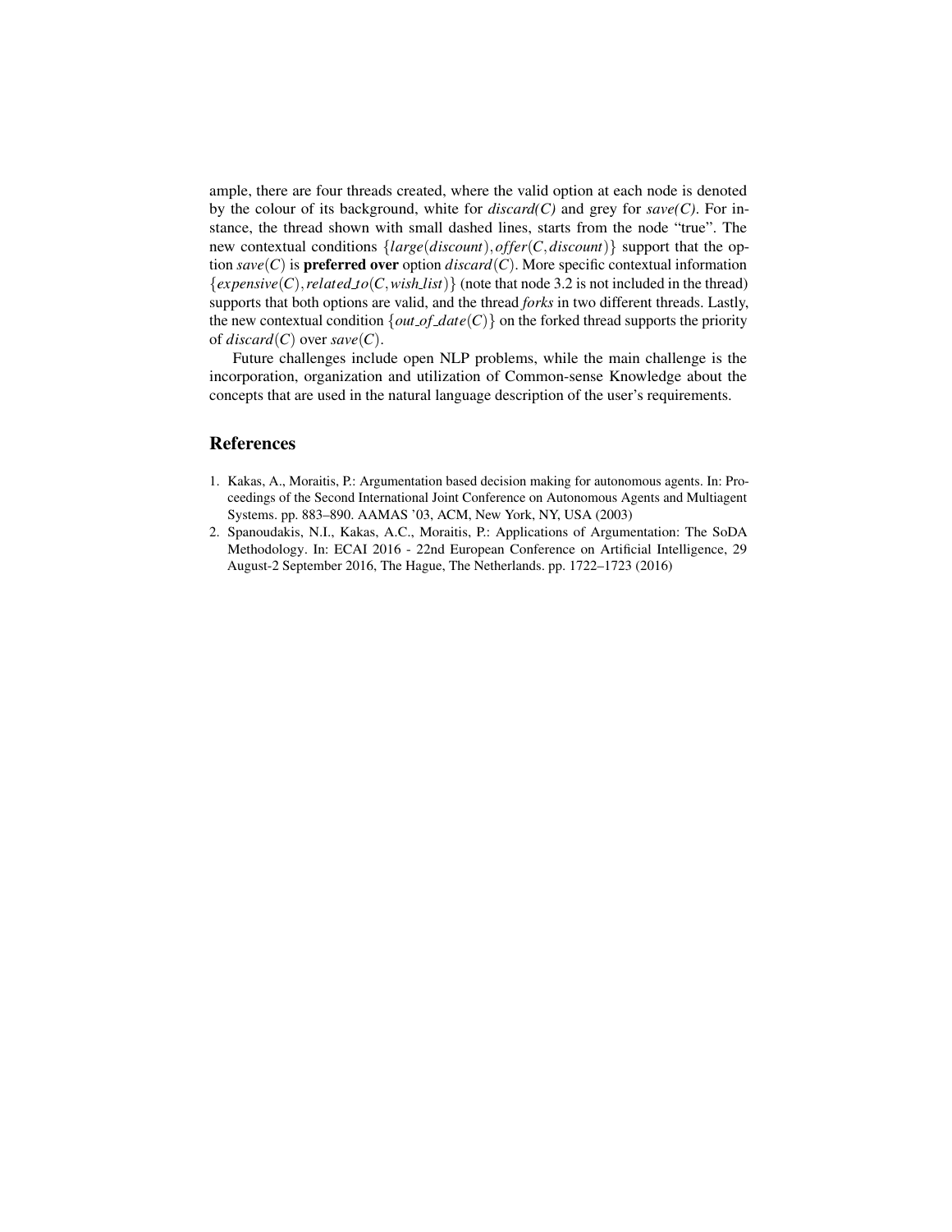ample, there are four threads created, where the valid option at each node is denoted by the colour of its background, white for *discard(C)* and grey for *save(C)*. For instance, the thread shown with small dashed lines, starts from the node "true". The new contextual conditions $\{large(discount), offer(C, discount)\}$ support that the option $save(C)$ is **preferred over** option $discard(C)$. More specific contextual information $\{expensive(C), related\_to(C, wish\_list)\}$ (note that node 3.2 is not included in the thread) supports that both options are valid, and the thread *forks* in two different threads. Lastly, the new contextual condition $\{out\_of\_date(C)\}$ on the forked thread supports the priority of $discard(C)$ over $save(C)$.

Future challenges include open NLP problems, while the main challenge is the incorporation, organization and utilization of Common-sense Knowledge about the concepts that are used in the natural language description of the user's requirements.

## References

1. Kakas, A., Moraitis, P.: Argumentation based decision making for autonomous agents. In: Proceedings of the Second International Joint Conference on Autonomous Agents and Multiagent Systems. pp. 883–890. AAMAS '03, ACM, New York, NY, USA (2003)
2. Spanoudakis, N.I., Kakas, A.C., Moraitis, P.: Applications of Argumentation: The SoDA Methodology. In: ECAI 2016 - 22nd European Conference on Artificial Intelligence, 29 August-2 September 2016, The Hague, The Netherlands. pp. 1722–1723 (2016)